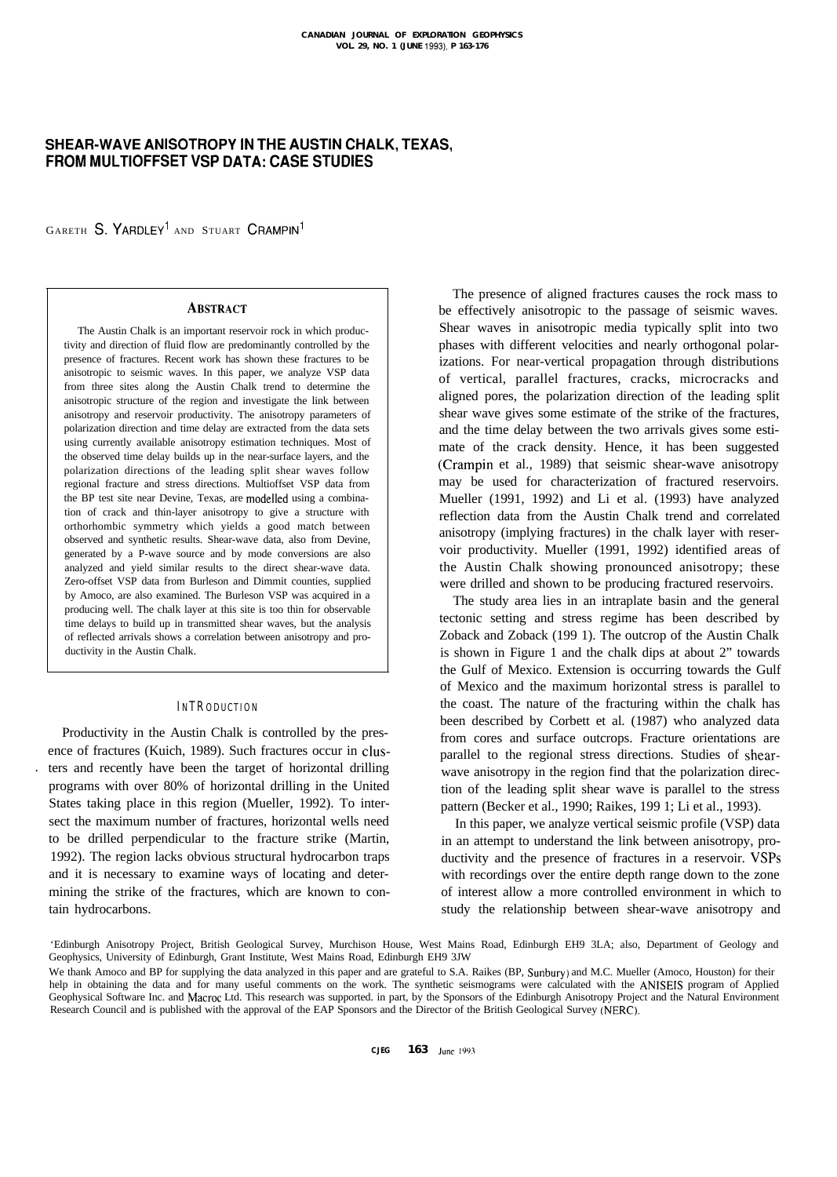# SHEAR-WAVE ANISOTROPY IN THE AUSTIN CHALK, TEXAS, FROM MULTIOFFSET VSP DATA: CASE STUDIES

GARETH S. YARDLEY[1] AND STUART CRAMPIN[1]

## ABSTRACT

The Austin Chalk is an important reservoir rock in which productivity and direction of fluid flow are predominantly controlled by the presence of fractures. Recent work has shown these fractures to be anisotropic to seismic waves. In this paper, we analyze VSP data from three sites along the Austin Chalk trend to determine the anisotropic structure of the region and investigate the link between anisotropy and reservoir productivity. The anisotropy parameters of polarization direction and time delay are extracted from the data sets using currently available anisotropy estimation techniques. Most of the observed time delay builds up in the near-surface layers, and the polarization directions of the leading split shear waves follow regional fracture and stress directions. Multioffset VSP data from the BP test site near Devine, Texas, are modelled using a combination of crack and thin-layer anisotropy to give a structure with orthorhombic symmetry which yields a good match between observed and synthetic results. Shear-wave data, also from Devine, generated by a P-wave source and by mode conversions are also analyzed and yield similar results to the direct shear-wave data. Zero-offset VSP data from Burleson and Dimmit counties, supplied by Amoco, are also examined. The Burleson VSP was acquired in a producing well. The chalk layer at this site is too thin for observable time delays to build up in transmitted shear waves, but the analysis of reflected arrivals shows a correlation between anisotropy and productivity in the Austin Chalk.

## INTRODUCTION

Productivity in the Austin Chalk is controlled by the presence of fractures (Kuich, 1989). Such fractures occur in clusters and recently have been the target of horizontal drilling programs with over 80% of horizontal drilling in the United States taking place in this region (Mueller, 1992). To intersect the maximum number of fractures, horizontal wells need to be drilled perpendicular to the fracture strike (Martin, 1992). The region lacks obvious structural hydrocarbon traps and it is necessary to examine ways of locating and determining the strike of the fractures, which are known to contain hydrocarbons.

The presence of aligned fractures causes the rock mass to be effectively anisotropic to the passage of seismic waves. Shear waves in anisotropic media typically split into two phases with different velocities and nearly orthogonal polarizations. For near-vertical propagation through distributions of vertical, parallel fractures, cracks, microcracks and aligned pores, the polarization direction of the leading split shear wave gives some estimate of the strike of the fractures, and the time delay between the two arrivals gives some estimate of the crack density. Hence, it has been suggested (Crampin et al., 1989) that seismic shear-wave anisotropy may be used for characterization of fractured reservoirs. Mueller (1991, 1992) and Li et al. (1993) have analyzed reflection data from the Austin Chalk trend and correlated anisotropy (implying fractures) in the chalk layer with reservoir productivity. Mueller (1991, 1992) identified areas of the Austin Chalk showing pronounced anisotropy; these were drilled and shown to be producing fractured reservoirs.

The study area lies in an intraplate basin and the general tectonic setting and stress regime has been described by Zoback and Zoback (1991). The outcrop of the Austin Chalk is shown in Figure 1 and the chalk dips at about 2° towards the Gulf of Mexico. Extension is occurring towards the Gulf of Mexico and the maximum horizontal stress is parallel to the coast. The nature of the fracturing within the chalk has been described by Corbett et al. (1987) who analyzed data from cores and surface outcrops. Fracture orientations are parallel to the regional stress directions. Studies of shear-wave anisotropy in the region find that the polarization direction of the leading split shear wave is parallel to the stress pattern (Becker et al., 1990; Raikes, 1991; Li et al., 1993).

In this paper, we analyze vertical seismic profile (VSP) data in an attempt to understand the link between anisotropy, productivity and the presence of fractures in a reservoir. VSPs with recordings over the entire depth range down to the zone of interest allow a more controlled environment in which to study the relationship between shear-wave anisotropy and

[1]Edinburgh Anisotropy Project, British Geological Survey, Murchison House, West Mains Road, Edinburgh EH9 3LA; also, Department of Geology and Geophysics, University of Edinburgh, Grant Institute, West Mains Road, Edinburgh EH9 3JW

We thank Amoco and BP for supplying the data analyzed in this paper and are grateful to S.A. Raikes (BP, Sunbury) and M.C. Mueller (Amoco, Houston) for their help in obtaining the data and for many useful comments on the work. The synthetic seismograms were calculated with the ANISEIS program of Applied Geophysical Software Inc. and Macroc Ltd. This research was supported. in part, by the Sponsors of the Edinburgh Anisotropy Project and the Natural Environment Research Council and is published with the approval of the EAP Sponsors and the Director of the British Geological Survey (NERC).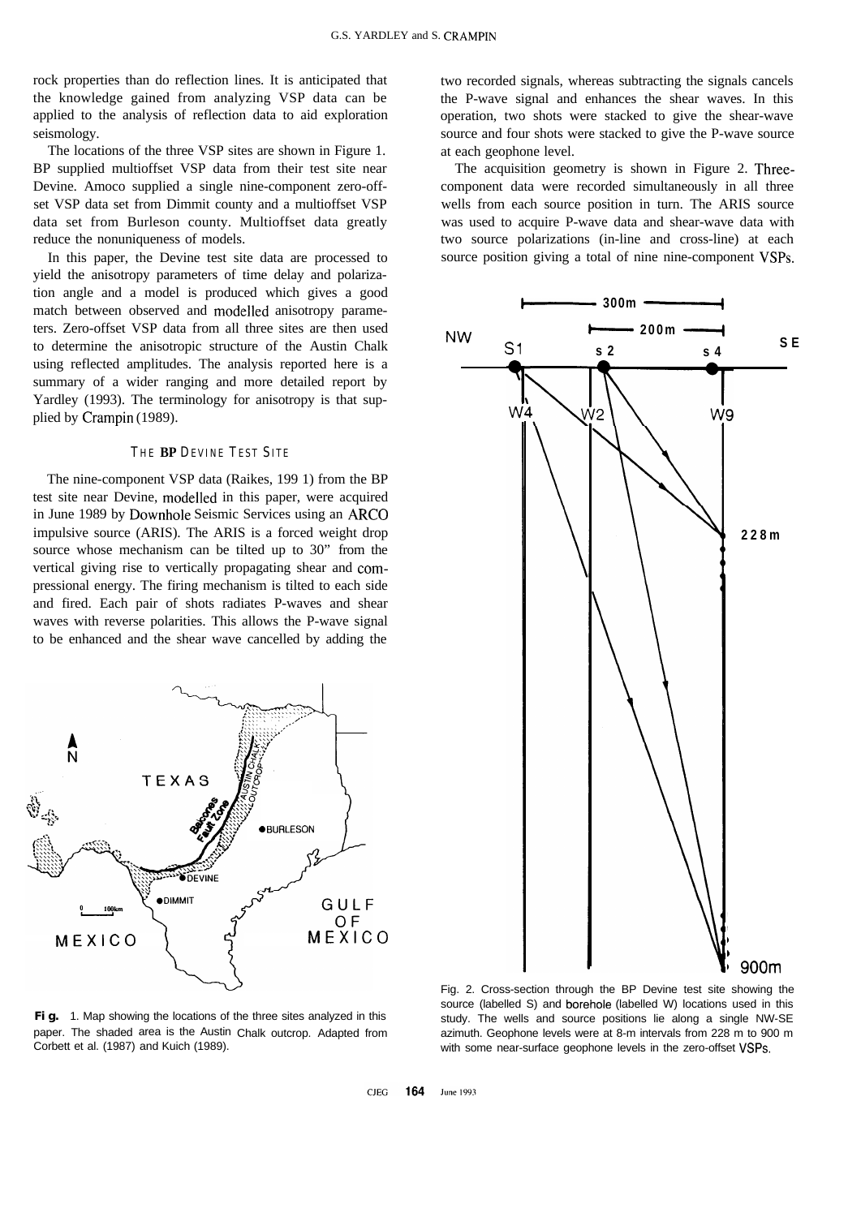rock properties than do reflection lines. It is anticipated that the knowledge gained from analyzing VSP data can be applied to the analysis of reflection data to aid exploration seismology.

The locations of the three VSP sites are shown in Figure 1. BP supplied multioffset VSP data from their test site near Devine. Amoco supplied a single nine-component zero-offset VSP data set from Dimmit county and a multioffset VSP data set from Burleson county. Multioffset data greatly reduce the nonuniqueness of models.

In this paper, the Devine test site data are processed to yield the anisotropy parameters of time delay and polarization angle and a model is produced which gives a good match between observed and modelled anisotropy parameters. Zero-offset VSP data from all three sites are then used to determine the anisotropic structure of the Austin Chalk using reflected amplitudes. The analysis reported here is a summary of a wider ranging and more detailed report by Yardley (1993). The terminology for anisotropy is that supplied by Crampin (1989).

## THE BP DEVINE TEST SITE

The nine-component VSP data (Raikes, 1991) from the BP test site near Devine, modelled in this paper, were acquired in June 1989 by Downhole Seismic Services using an ARCO impulsive source (ARIS). The ARIS is a forced weight drop source whose mechanism can be tilted up to 30° from the vertical giving rise to vertically propagating shear and compressional energy. The firing mechanism is tilted to each side and fired. Each pair of shots radiates P-waves and shear waves with reverse polarities. This allows the P-wave signal to be enhanced and the shear wave cancelled by adding the two recorded signals, whereas subtracting the signals cancels the P-wave signal and enhances the shear waves. In this operation, two shots were stacked to give the shear-wave source and four shots were stacked to give the P-wave source at each geophone level.

The acquisition geometry is shown in Figure 2. Three-component data were recorded simultaneously in all three wells from each source position in turn. The ARIS source was used to acquire P-wave data and shear-wave data with two source polarizations (in-line and cross-line) at each source position giving a total of nine nine-component VSPs.

Fig. 1. Map showing the locations of the three sites analyzed in this paper. The shaded area is the Austin Chalk outcrop. Adapted from Corbett et al. (1987) and Kuich (1989).

Fig. 2. Cross-section through the BP Devine test site showing the source (labelled S) and borehole (labelled W) locations used in this study. The wells and source positions lie along a single NW-SE azimuth. Geophone levels were at 8-m intervals from 228 m to 900 m with some near-surface geophone levels in the zero-offset VSPs.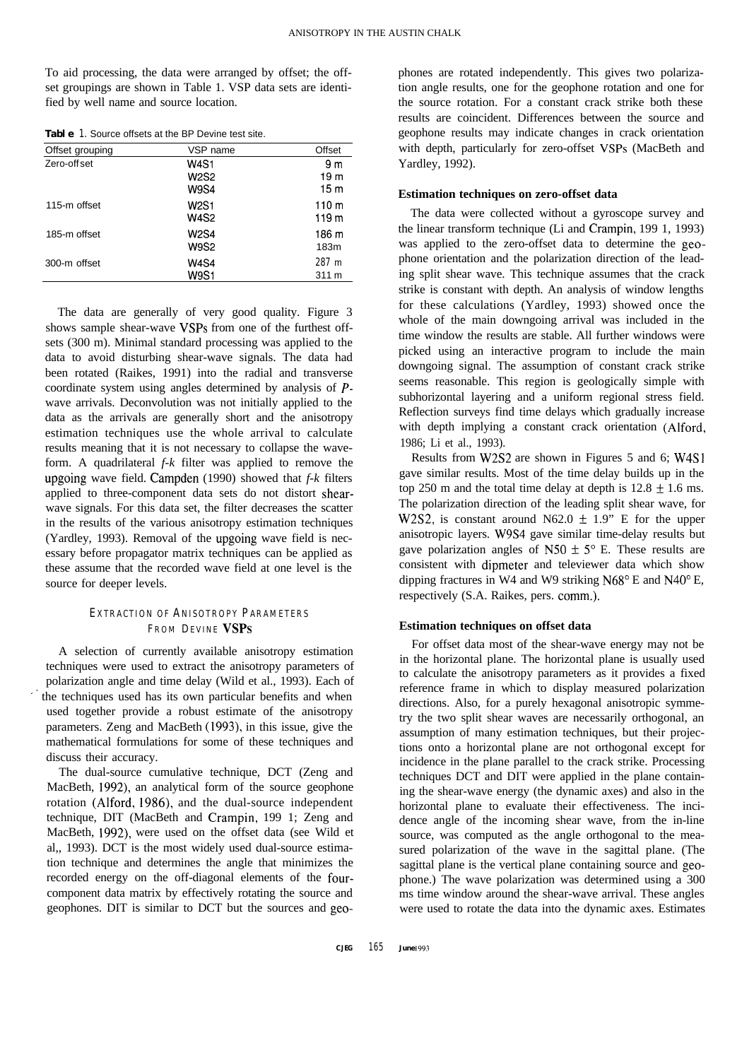To aid processing, the data were arranged by offset; the offset groupings are shown in Table 1. VSP data sets are identified by well name and source location.

**Table 1.** Source offsets at the BP Devine test site.

| Offset grouping | VSP name | Offset |
|---|---|---|
| Zero-offset | W4S1 | 9 m |
| | W2S2 | 19 m |
| | W9S4 | 15 m |
| 115-m offset | W2S1 | 110 m |
| | W4S2 | 119 m |
| 185-m offset | W2S4 | 186 m |
| | W9S2 | 183m |
| 300-m offset | W4S4 | 287 m |
| | W9S1 | 311 m |

The data are generally of very good quality. Figure 3 shows sample shear-wave VSPs from one of the furthest offsets (300 m). Minimal standard processing was applied to the data to avoid disturbing shear-wave signals. The data had been rotated (Raikes, 1991) into the radial and transverse coordinate system using angles determined by analysis of *P*-wave arrivals. Deconvolution was not initially applied to the data as the arrivals are generally short and the anisotropy estimation techniques use the whole arrival to calculate results meaning that it is not necessary to collapse the waveform. A quadrilateral *f-k* filter was applied to remove the upgoing wave field. Campden (1990) showed that *f-k* filters applied to three-component data sets do not distort shear-wave signals. For this data set, the filter decreases the scatter in the results of the various anisotropy estimation techniques (Yardley, 1993). Removal of the upgoing wave field is necessary before propagator matrix techniques can be applied as these assume that the recorded wave field at one level is the source for deeper levels.

## EXTRACTION OF ANISOTROPY PARAMETERS FROM DEVINE VSPS

A selection of currently available anisotropy estimation techniques were used to extract the anisotropy parameters of polarization angle and time delay (Wild et al., 1993). Each of the techniques used has its own particular benefits and when used together provide a robust estimate of the anisotropy parameters. Zeng and MacBeth (1993), in this issue, give the mathematical formulations for some of these techniques and discuss their accuracy.

The dual-source cumulative technique, DCT (Zeng and MacBeth, 1992), an analytical form of the source geophone rotation (Alford, 1986), and the dual-source independent technique, DIT (MacBeth and Crampin, 199 1; Zeng and MacBeth, 1992), were used on the offset data (see Wild et al,, 1993). DCT is the most widely used dual-source estimation technique and determines the angle that minimizes the recorded energy on the off-diagonal elements of the four-component data matrix by effectively rotating the source and geophones. DIT is similar to DCT but the sources and geophones are rotated independently. This gives two polarization angle results, one for the geophone rotation and one for the source rotation. For a constant crack strike both these results are coincident. Differences between the source and geophone results may indicate changes in crack orientation with depth, particularly for zero-offset VSPs (MacBeth and Yardley, 1992).

### Estimation techniques on zero-offset data

The data were collected without a gyroscope survey and the linear transform technique (Li and Crampin, 199 1, 1993) was applied to the zero-offset data to determine the geophone orientation and the polarization direction of the leading split shear wave. This technique assumes that the crack strike is constant with depth. An analysis of window lengths for these calculations (Yardley, 1993) showed once the whole of the main downgoing arrival was included in the time window the results are stable. All further windows were picked using an interactive program to include the main downgoing signal. The assumption of constant crack strike seems reasonable. This region is geologically simple with subhorizontal layering and a uniform regional stress field. Reflection surveys find time delays which gradually increase with depth implying a constant crack orientation (Alford, 1986; Li et al., 1993).

Results from W2S2 are shown in Figures 5 and 6; W4S1 gave similar results. Most of the time delay builds up in the top 250 m and the total time delay at depth is $12.8 \pm 1.6$ ms. The polarization direction of the leading split shear wave, for W2S2, is constant around N62.0 $\pm$ 1.9" E for the upper anisotropic layers. W9S4 gave similar time-delay results but gave polarization angles of N50 $\pm$ 5° E. These results are consistent with dipmeter and televiewer data which show dipping fractures in W4 and W9 striking N68° E and N40° E, respectively (S.A. Raikes, pers. comm.).

### Estimation techniques on offset data

For offset data most of the shear-wave energy may not be in the horizontal plane. The horizontal plane is usually used to calculate the anisotropy parameters as it provides a fixed reference frame in which to display measured polarization directions. Also, for a purely hexagonal anisotropic symmetry the two split shear waves are necessarily orthogonal, an assumption of many estimation techniques, but their projections onto a horizontal plane are not orthogonal except for incidence in the plane parallel to the crack strike. Processing techniques DCT and DIT were applied in the plane containing the shear-wave energy (the dynamic axes) and also in the horizontal plane to evaluate their effectiveness. The incidence angle of the incoming shear wave, from the in-line source, was computed as the angle orthogonal to the measured polarization of the wave in the sagittal plane. (The sagittal plane is the vertical plane containing source and geophone.) The wave polarization was determined using a 300 ms time window around the shear-wave arrival. These angles were used to rotate the data into the dynamic axes. Estimates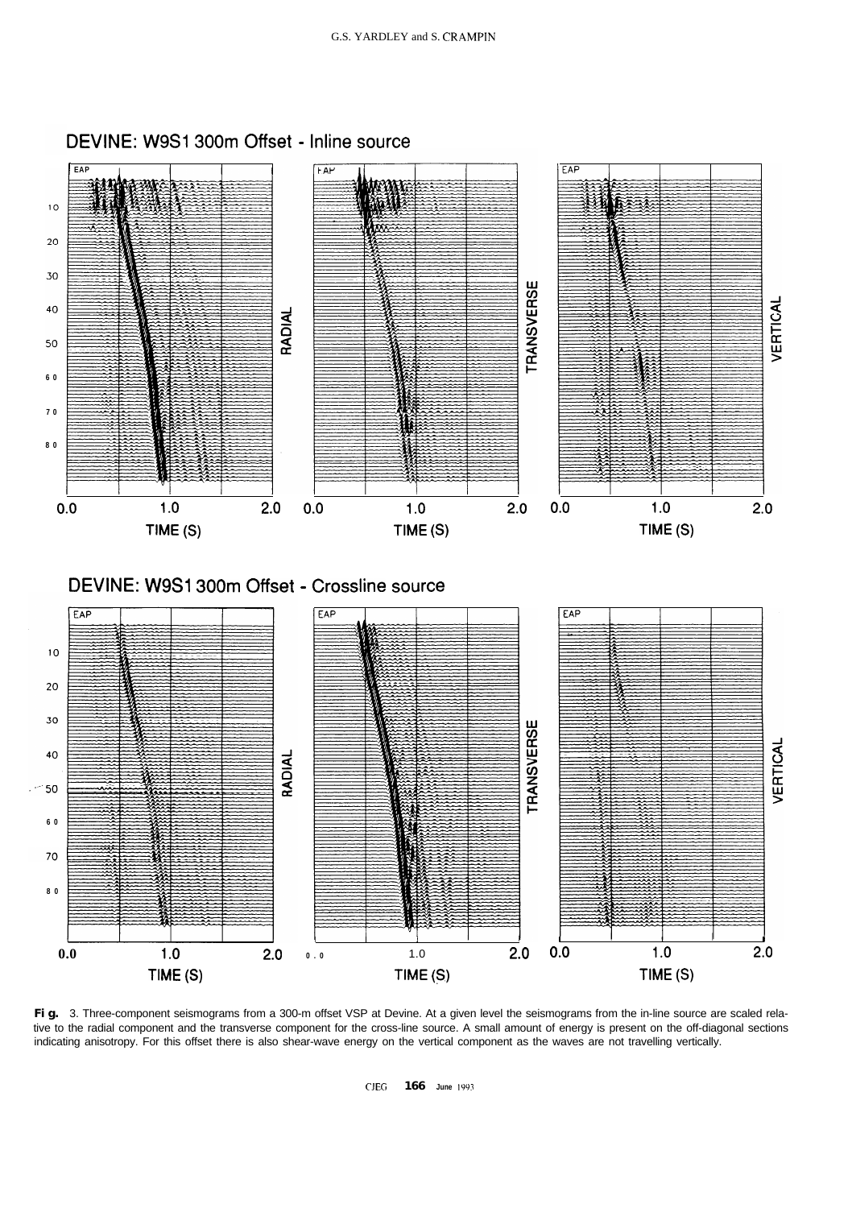DEVINE: W9S1 300m Offset - Inline source

DEVINE: W9S1 300m Offset - Crossline source

**Fig.** 3. Three-component seismograms from a 300-m offset VSP at Devine. At a given level the seismograms from the in-line source are scaled relative to the radial component and the transverse component for the cross-line source. A small amount of energy is present on the off-diagonal sections indicating anisotropy. For this offset there is also shear-wave energy on the vertical component as the waves are not travelling vertically.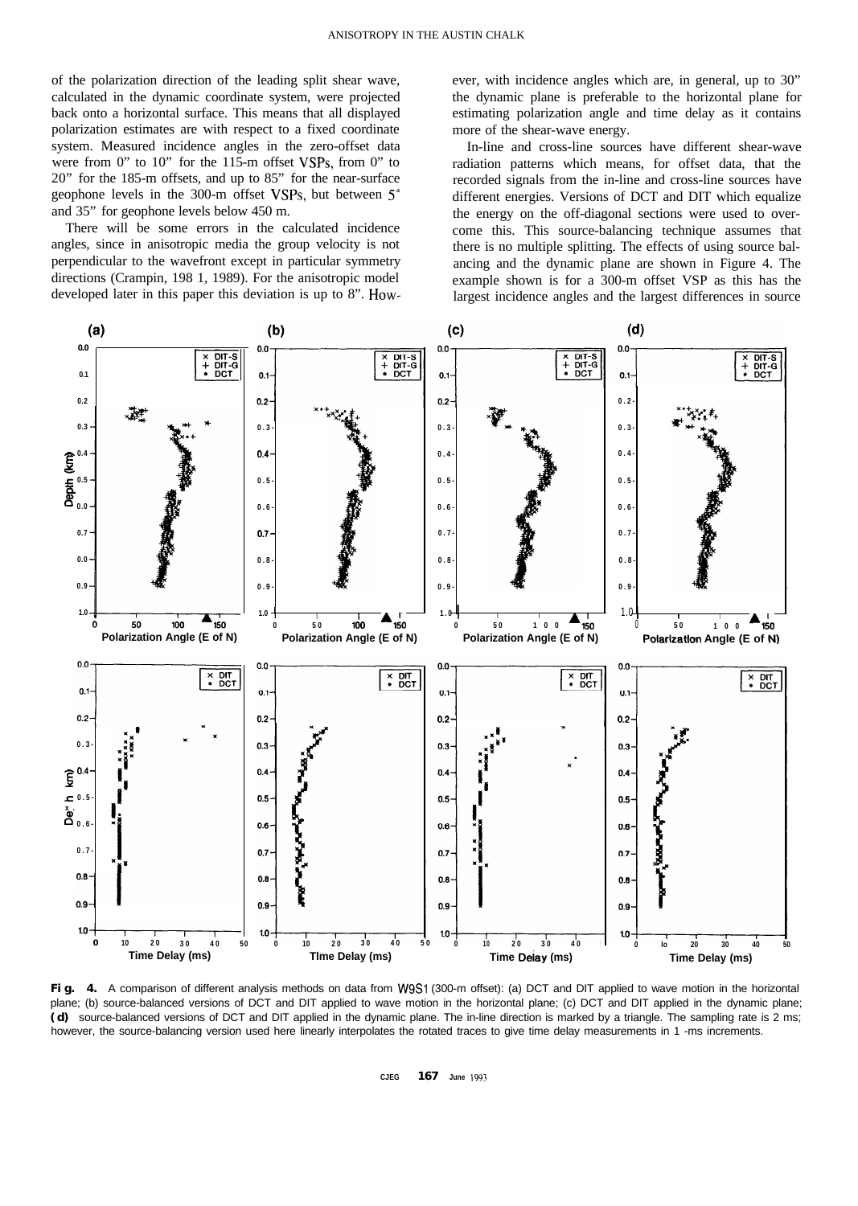of the polarization direction of the leading split shear wave, calculated in the dynamic coordinate system, were projected back onto a horizontal surface. This means that all displayed polarization estimates are with respect to a fixed coordinate system. Measured incidence angles in the zero-offset data were from 0° to 10° for the 115-m offset VSPs, from 0° to 20° for the 185-m offsets, and up to 85° for the near-surface geophone levels in the 300-m offset VSPs, but between 5° and 35° for geophone levels below 450 m.

There will be some errors in the calculated incidence angles, since in anisotropic media the group velocity is not perpendicular to the wavefront except in particular symmetry directions (Crampin, 1981, 1989). For the anisotropic model developed later in this paper this deviation is up to 8°. However, with incidence angles which are, in general, up to 30° the dynamic plane is preferable to the horizontal plane for estimating polarization angle and time delay as it contains more of the shear-wave energy.

In-line and cross-line sources have different shear-wave radiation patterns which means, for offset data, that the recorded signals from the in-line and cross-line sources have different energies. Versions of DCT and DIT which equalize the energy on the off-diagonal sections were used to overcome this. This source-balancing technique assumes that there is no multiple splitting. The effects of using source balancing and the dynamic plane are shown in Figure 4. The example shown is for a 300-m offset VSP as this has the largest incidence angles and the largest differences in source

**Fig. 4.** A comparison of different analysis methods on data from W9S1 (300-m offset): (a) DCT and DIT applied to wave motion in the horizontal plane; (b) source-balanced versions of DCT and DIT applied to wave motion in the horizontal plane; (c) DCT and DIT applied in the dynamic plane; (d) source-balanced versions of DCT and DIT applied in the dynamic plane. The in-line direction is marked by a triangle. The sampling rate is 2 ms; however, the source-balancing version used here linearly interpolates the rotated traces to give time delay measurements in 1-ms increments.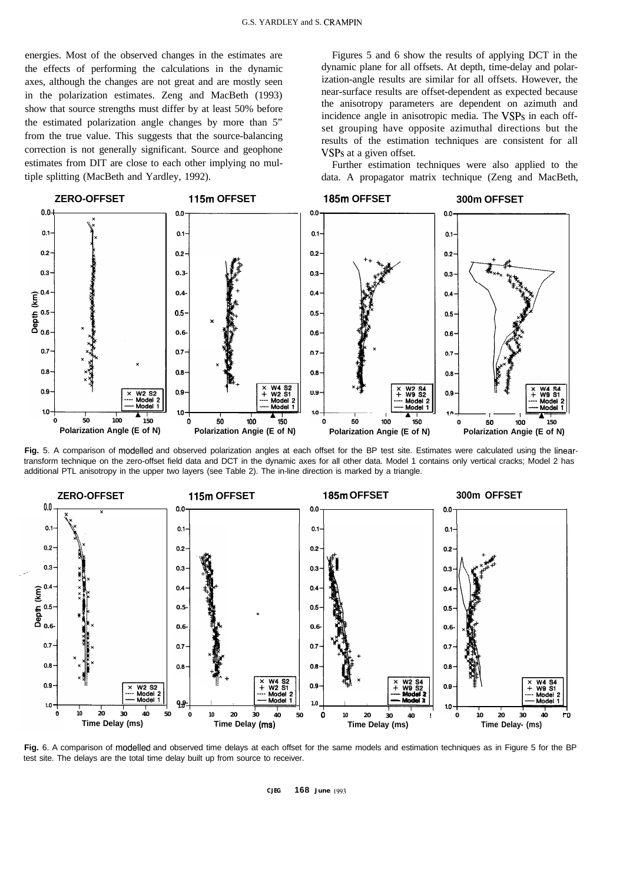energies. Most of the observed changes in the estimates are the effects of performing the calculations in the dynamic axes, although the changes are not great and are mostly seen in the polarization estimates. Zeng and MacBeth (1993) show that source strengths must differ by at least 50% before the estimated polarization angle changes by more than 5" from the true value. This suggests that the source-balancing correction is not generally significant. Source and geophone estimates from DIT are close to each other implying no multiple splitting (MacBeth and Yardley, 1992).

Figures 5 and 6 show the results of applying DCT in the dynamic plane for all offsets. At depth, time-delay and polarization-angle results are similar for all offsets. However, the near-surface results are offset-dependent as expected because the anisotropy parameters are dependent on azimuth and incidence angle in anisotropic media. The VSPs in each offset grouping have opposite azimuthal directions but the results of the estimation techniques are consistent for all VSPs at a given offset.

Further estimation techniques were also applied to the data. A propagator matrix technique (Zeng and MacBeth,

**Fig.** 5. A comparison of modelled and observed polarization angles at each offset for the BP test site. Estimates were calculated using the linear-transform technique on the zero-offset field data and DCT in the dynamic axes for all other data. Model 1 contains only vertical cracks; Model 2 has additional PTL anisotropy in the upper two layers (see Table 2). The in-line direction is marked by a triangle.

**Fig.** 6. A comparison of modelled and observed time delays at each offset for the same models and estimation techniques as in Figure 5 for the BP test site. The delays are the total time delay built up from source to receiver.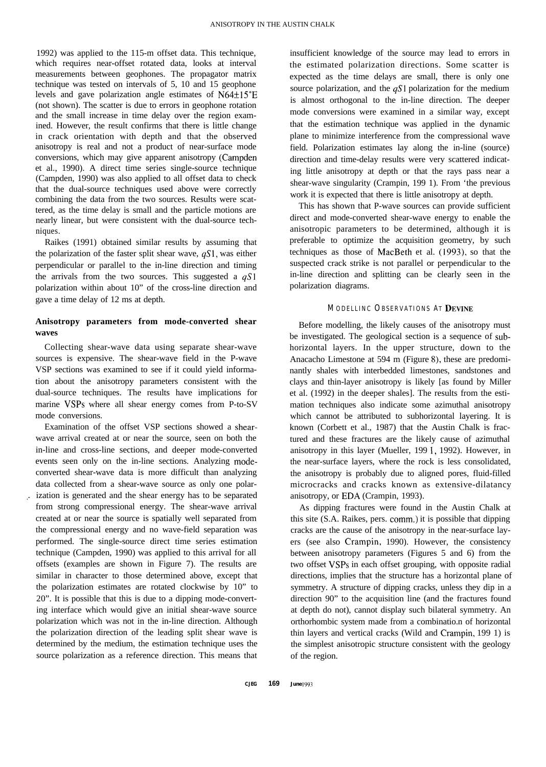1992) was applied to the 115-m offset data. This technique, which requires near-offset rotated data, looks at interval measurements between geophones. The propagator matrix technique was tested on intervals of 5, 10 and 15 geophone levels and gave polarization angle estimates of N64±15°E (not shown). The scatter is due to errors in geophone rotation and the small increase in time delay over the region examined. However, the result confirms that there is little change in crack orientation with depth and that the observed anisotropy is real and not a product of near-surface mode conversions, which may give apparent anisotropy (Campden et al., 1990). A direct time series single-source technique (Campden, 1990) was also applied to all offset data to check that the dual-source techniques used above were correctly combining the data from the two sources. Results were scattered, as the time delay is small and the particle motions are nearly linear, but were consistent with the dual-source techniques.

Raikes (1991) obtained similar results by assuming that the polarization of the faster split shear wave, $qS1$, was either perpendicular or parallel to the in-line direction and timing the arrivals from the two sources. This suggested a $qS1$ polarization within about 10° of the cross-line direction and gave a time delay of 12 ms at depth.

### Anisotropy parameters from mode-converted shear waves

Collecting shear-wave data using separate shear-wave sources is expensive. The shear-wave field in the P-wave VSP sections was examined to see if it could yield information about the anisotropy parameters consistent with the dual-source techniques. The results have implications for marine VSPs where all shear energy comes from P-to-SV mode conversions.

Examination of the offset VSP sections showed a shear-wave arrival created at or near the source, seen on both the in-line and cross-line sections, and deeper mode-converted events seen only on the in-line sections. Analyzing mode-converted shear-wave data is more difficult than analyzing data collected from a shear-wave source as only one polarization is generated and the shear energy has to be separated from strong compressional energy. The shear-wave arrival created at or near the source is spatially well separated from the compressional energy and no wave-field separation was performed. The single-source direct time series estimation technique (Campden, 1990) was applied to this arrival for all offsets (examples are shown in Figure 7). The results are similar in character to those determined above, except that the polarization estimates are rotated clockwise by 10° to 20°. It is possible that this is due to a dipping mode-converting interface which would give an initial shear-wave source polarization which was not in the in-line direction. Although the polarization direction of the leading split shear wave is determined by the medium, the estimation technique uses the source polarization as a reference direction. This means that insufficient knowledge of the source may lead to errors in the estimated polarization directions. Some scatter is expected as the time delays are small, there is only one source polarization, and the $qS1$ polarization for the medium is almost orthogonal to the in-line direction. The deeper mode conversions were examined in a similar way, except that the estimation technique was applied in the dynamic plane to minimize interference from the compressional wave field. Polarization estimates lay along the in-line (source) direction and time-delay results were very scattered indicating little anisotropy at depth or that the rays pass near a shear-wave singularity (Crampin, 1991). From the previous work it is expected that there is little anisotropy at depth.

This has shown that P-wave sources can provide sufficient direct and mode-converted shear-wave energy to enable the anisotropic parameters to be determined, although it is preferable to optimize the acquisition geometry, by such techniques as those of MacBeth et al. (1993), so that the suspected crack strike is not parallel or perpendicular to the in-line direction and splitting can be clearly seen in the polarization diagrams.

## MODELLING OBSERVATIONS AT DEVINE

Before modelling, the likely causes of the anisotropy must be investigated. The geological section is a sequence of subhorizontal layers. In the upper structure, down to the Anacacho Limestone at 594 m (Figure 8), these are predominantly shales with interbedded limestones, sandstones and clays and thin-layer anisotropy is likely [as found by Miller et al. (1992) in the deeper shales]. The results from the estimation techniques also indicate some azimuthal anisotropy which cannot be attributed to subhorizontal layering. It is known (Corbett et al., 1987) that the Austin Chalk is fractured and these fractures are the likely cause of azimuthal anisotropy in this layer (Mueller, 1991, 1992). However, in the near-surface layers, where the rock is less consolidated, the anisotropy is probably due to aligned pores, fluid-filled microcracks and cracks known as extensive-dilatancy anisotropy, or EDA (Crampin, 1993).

As dipping fractures were found in the Austin Chalk at this site (S.A. Raikes, pers. comm.) it is possible that dipping cracks are the cause of the anisotropy in the near-surface layers (see also Crampin, 1990). However, the consistency between anisotropy parameters (Figures 5 and 6) from the two offset VSPs in each offset grouping, with opposite radial directions, implies that the structure has a horizontal plane of symmetry. A structure of dipping cracks, unless they dip in a direction 90° to the acquisition line (and the fractures found at depth do not), cannot display such bilateral symmetry. An orthorhombic system made from a combination of horizontal thin layers and vertical cracks (Wild and Crampin, 1991) is the simplest anisotropic structure consistent with the geology of the region.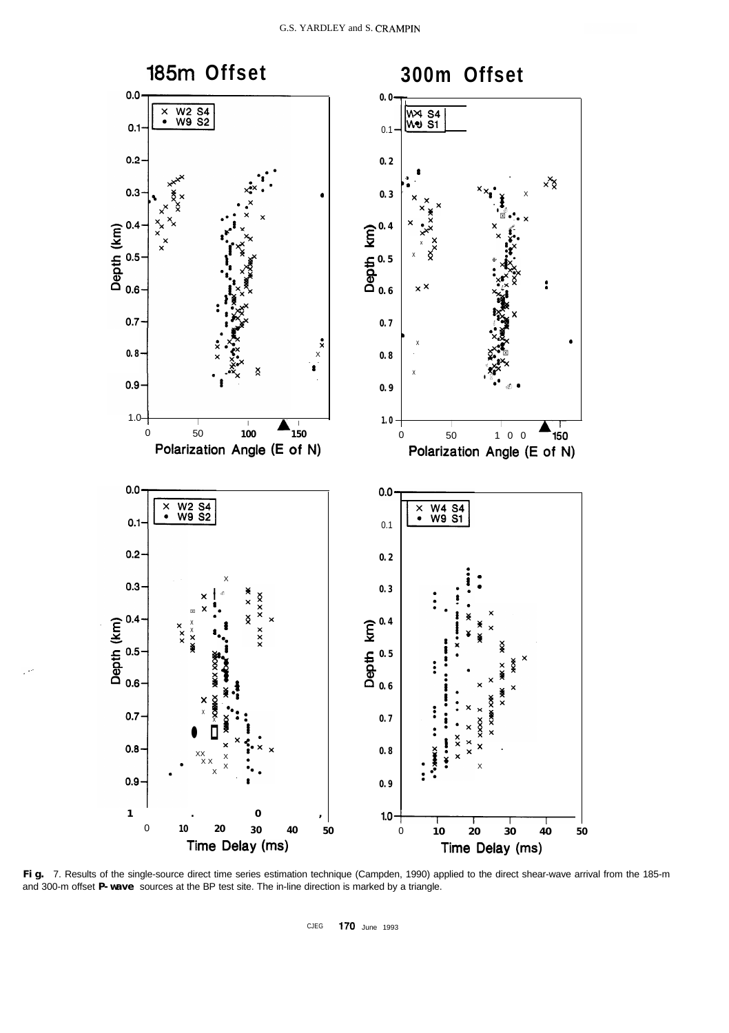**Fig. 7.** Results of the single-source direct time series estimation technique (Campden, 1990) applied to the direct shear-wave arrival from the 185-m and 300-m offset **P-wave** sources at the BP test site. The in-line direction is marked by a triangle.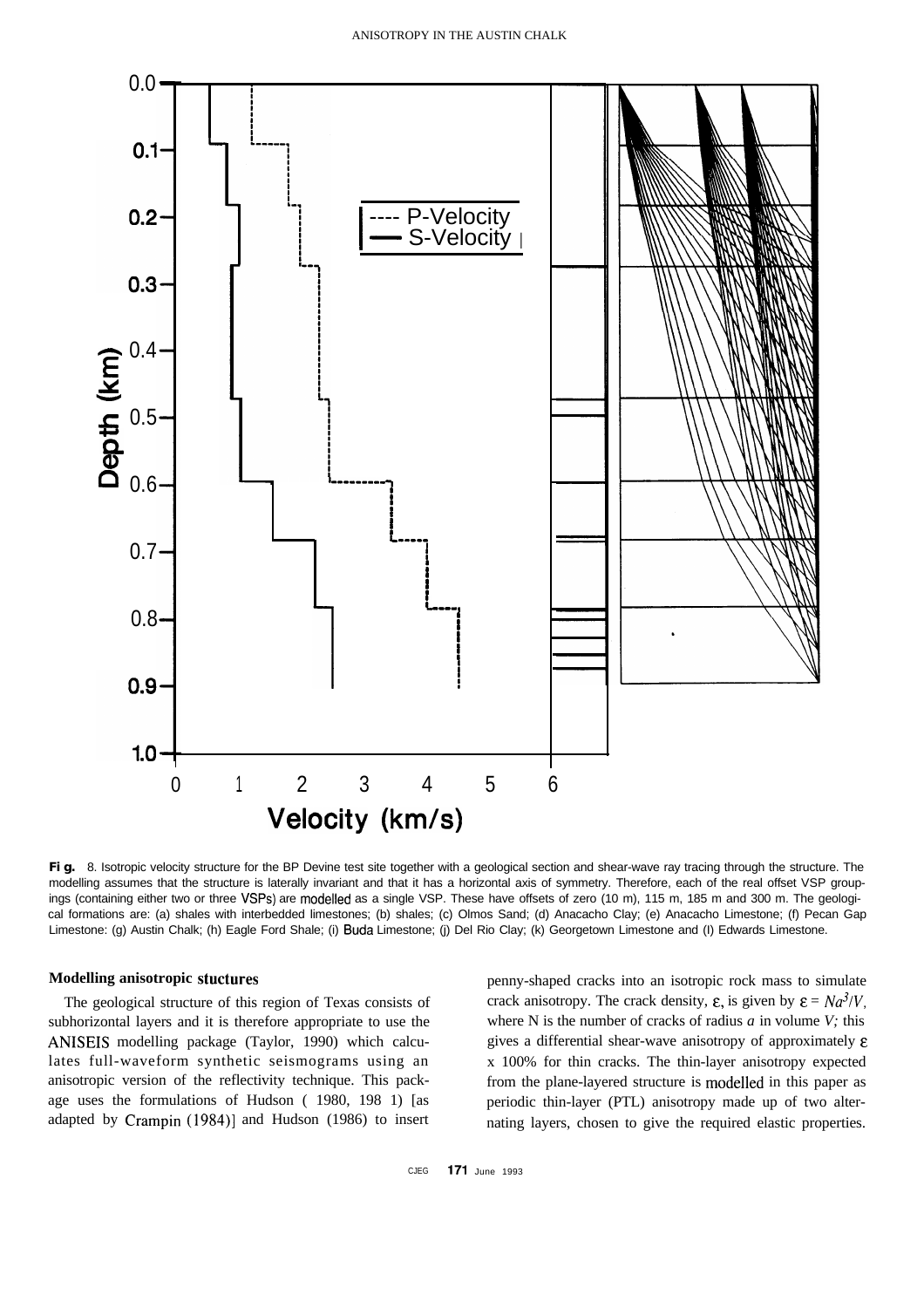Fig. 8. Isotropic velocity structure for the BP Devine test site together with a geological section and shear-wave ray tracing through the structure. The modelling assumes that the structure is laterally invariant and that it has a horizontal axis of symmetry. Therefore, each of the real offset VSP groupings (containing either two or three VSPs) are modelled as a single VSP. These have offsets of zero (10 m), 115 m, 185 m and 300 m. The geological formations are: (a) shales with interbedded limestones; (b) shales; (c) Olmos Sand; (d) Anacacho Clay; (e) Anacacho Limestone; (f) Pecan Gap Limestone: (g) Austin Chalk; (h) Eagle Ford Shale; (i) Buda Limestone; (j) Del Rio Clay; (k) Georgetown Limestone and (l) Edwards Limestone.

### Modelling anisotropic stuctures

The geological structure of this region of Texas consists of subhorizontal layers and it is therefore appropriate to use the ANISEIS modelling package (Taylor, 1990) which calculates full-waveform synthetic seismograms using an anisotropic version of the reflectivity technique. This package uses the formulations of Hudson (1980, 1981) [as adapted by Crampin (1984)] and Hudson (1986) to insert penny-shaped cracks into an isotropic rock mass to simulate crack anisotropy. The crack density, $\varepsilon$, is given by $\varepsilon = Na^3/V$, where N is the number of cracks of radius $a$ in volume $V$; this gives a differential shear-wave anisotropy of approximately $\varepsilon$ x 100% for thin cracks. The thin-layer anisotropy expected from the plane-layered structure is modelled in this paper as periodic thin-layer (PTL) anisotropy made up of two alternating layers, chosen to give the required elastic properties.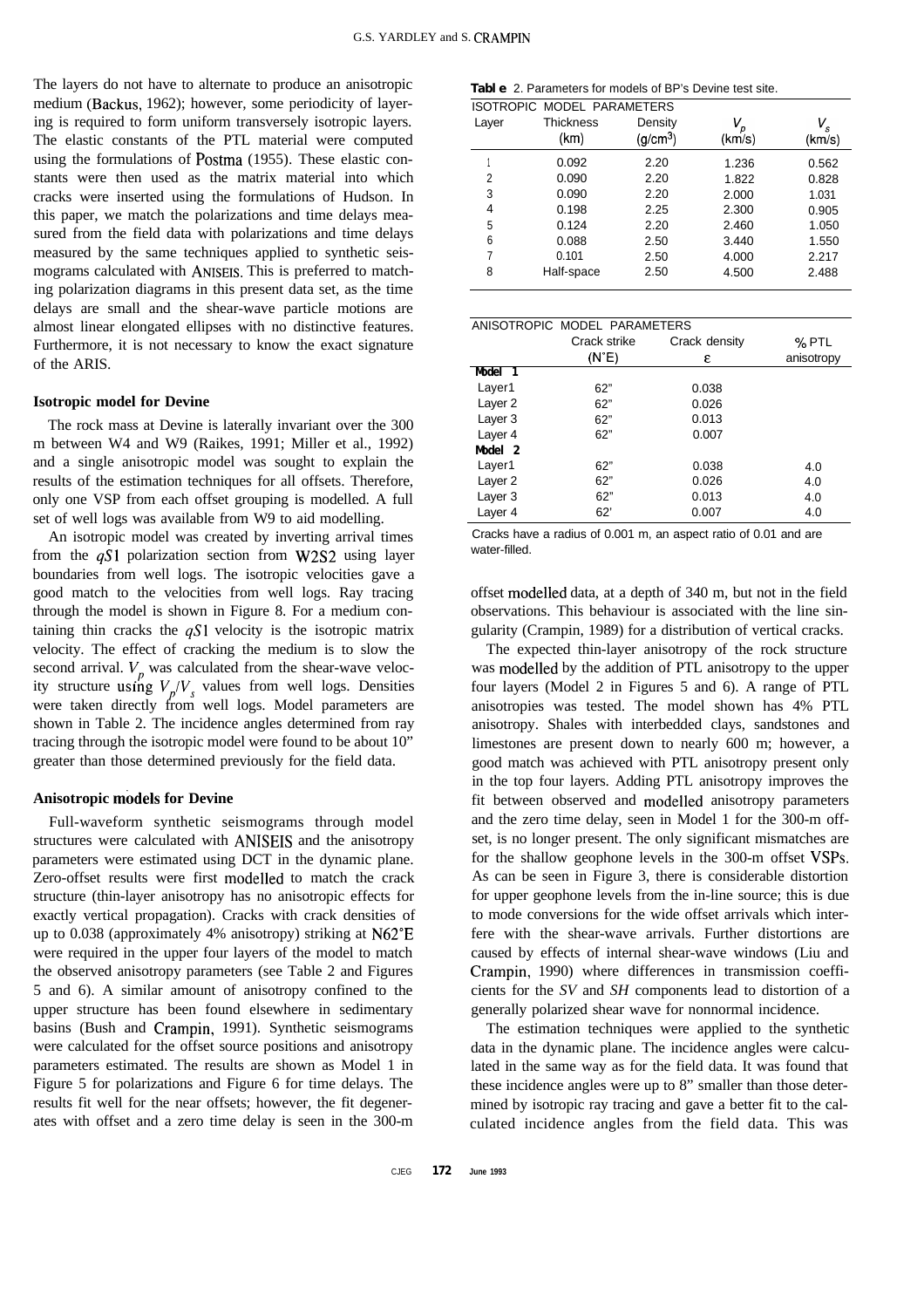The layers do not have to alternate to produce an anisotropic medium (Backus, 1962); however, some periodicity of layering is required to form uniform transversely isotropic layers. The elastic constants of the PTL material were computed using the formulations of Postma (1955). These elastic constants were then used as the matrix material into which cracks were inserted using the formulations of Hudson. In this paper, we match the polarizations and time delays measured from the field data with polarizations and time delays measured by the same techniques applied to synthetic seismograms calculated with ANISEIS. This is preferred to matching polarization diagrams in this present data set, as the time delays are small and the shear-wave particle motions are almost linear elongated ellipses with no distinctive features. Furthermore, it is not necessary to know the exact signature of the ARIS.

### Isotropic model for Devine

The rock mass at Devine is laterally invariant over the 300 m between W4 and W9 (Raikes, 1991; Miller et al., 1992) and a single anisotropic model was sought to explain the results of the estimation techniques for all offsets. Therefore, only one VSP from each offset grouping is modelled. A full set of well logs was available from W9 to aid modelling.

An isotropic model was created by inverting arrival times from the *qS*1 polarization section from W2S2 using layer boundaries from well logs. The isotropic velocities gave a good match to the velocities from well logs. Ray tracing through the model is shown in Figure 8. For a medium containing thin cracks the *qS*1 velocity is the isotropic matrix velocity. The effect of cracking the medium is to slow the second arrival. $V_p$ was calculated from the shear-wave velocity structure using $V_p/V_s$ values from well logs. Densities were taken directly from well logs. Model parameters are shown in Table 2. The incidence angles determined from ray tracing through the isotropic model were found to be about 10" greater than those determined previously for the field data.

### Anisotropic models for Devine

Full-waveform synthetic seismograms through model structures were calculated with ANISEIS and the anisotropy parameters were estimated using DCT in the dynamic plane. Zero-offset results were first modelled to match the crack structure (thin-layer anisotropy has no anisotropic effects for exactly vertical propagation). Cracks with crack densities of up to 0.038 (approximately 4% anisotropy) striking at N62°E were required in the upper four layers of the model to match the observed anisotropy parameters (see Table 2 and Figures 5 and 6). A similar amount of anisotropy confined to the upper structure has been found elsewhere in sedimentary basins (Bush and Crampin, 1991). Synthetic seismograms were calculated for the offset source positions and anisotropy parameters estimated. The results are shown as Model 1 in Figure 5 for polarizations and Figure 6 for time delays. The results fit well for the near offsets; however, the fit degenerates with offset and a zero time delay is seen in the 300-m offset modelled data, at a depth of 340 m, but not in the field observations. This behaviour is associated with the line singularity (Crampin, 1989) for a distribution of vertical cracks.

The expected thin-layer anisotropy of the rock structure was modelled by the addition of PTL anisotropy to the upper four layers (Model 2 in Figures 5 and 6). A range of PTL anisotropies was tested. The model shown has 4% PTL anisotropy. Shales with interbedded clays, sandstones and limestones are present down to nearly 600 m; however, a good match was achieved with PTL anisotropy present only in the top four layers. Adding PTL anisotropy improves the fit between observed and modelled anisotropy parameters and the zero time delay, seen in Model 1 for the 300-m offset, is no longer present. The only significant mismatches are for the shallow geophone levels in the 300-m offset VSPs. As can be seen in Figure 3, there is considerable distortion for upper geophone levels from the in-line source; this is due to mode conversions for the wide offset arrivals which interfere with the shear-wave arrivals. Further distortions are caused by effects of internal shear-wave windows (Liu and Crampin, 1990) where differences in transmission coefficients for the *SV* and *SH* components lead to distortion of a generally polarized shear wave for nonnormal incidence.

The estimation techniques were applied to the synthetic data in the dynamic plane. The incidence angles were calculated in the same way as for the field data. It was found that these incidence angles were up to 8" smaller than those determined by isotropic ray tracing and gave a better fit to the calculated incidence angles from the field data. This was

**Table** 2. Parameters for models of BP's Devine test site.

ISOTROPIC MODEL PARAMETERS

| Layer | Thickness (km) | Density (g/cm$^3$) | $V_p$ (km/s) | $V_s$ (km/s) |
|---|---|---|---|---|
| 1 | 0.092 | 2.20 | 1.236 | 0.562 |
| 2 | 0.090 | 2.20 | 1.822 | 0.828 |
| 3 | 0.090 | 2.20 | 2.000 | 1.031 |
| 4 | 0.198 | 2.25 | 2.300 | 0.905 |
| 5 | 0.124 | 2.20 | 2.460 | 1.050 |
| 6 | 0.088 | 2.50 | 3.440 | 1.550 |
| 7 | 0.101 | 2.50 | 4.000 | 2.217 |
| 8 | Half-space | 2.50 | 4.500 | 2.488 |

ANISOTROPIC MODEL PARAMETERS

| | Crack strike (N°E) | Crack density $\varepsilon$ | % PTL anisotropy |
|---|---|---|---|
| **Model 1** | | | |
| Layer1 | 62" | 0.038 | |
| Layer 2 | 62" | 0.026 | |
| Layer 3 | 62" | 0.013 | |
| Layer 4 | 62" | 0.007 | |
| **Model 2** | | | |
| Layer1 | 62" | 0.038 | 4.0 |
| Layer 2 | 62" | 0.026 | 4.0 |
| Layer 3 | 62" | 0.013 | 4.0 |
| Layer 4 | 62' | 0.007 | 4.0 |

Cracks have a radius of 0.001 m, an aspect ratio of 0.01 and are water-filled.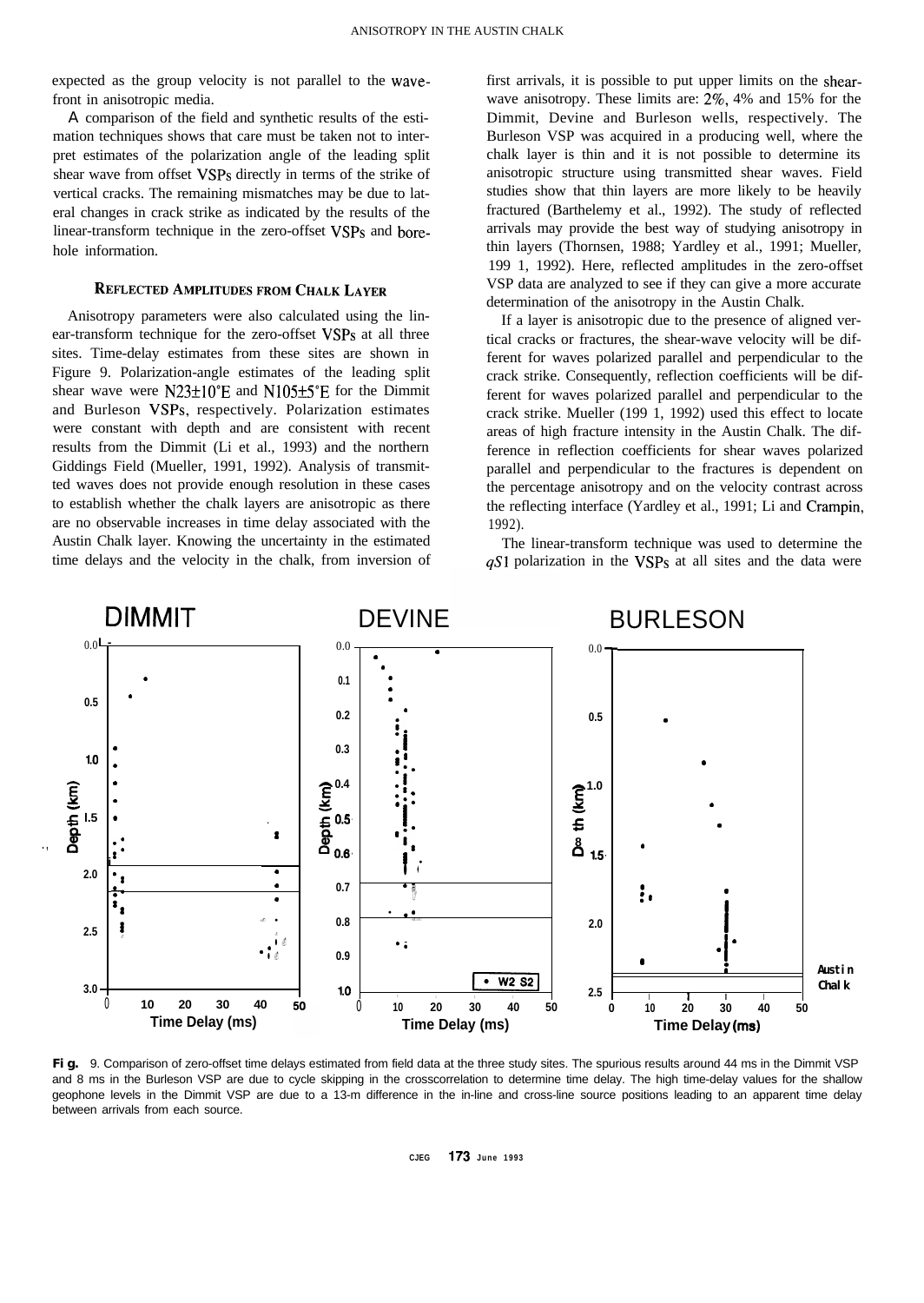expected as the group velocity is not parallel to the wavefront in anisotropic media.

A comparison of the field and synthetic results of the estimation techniques shows that care must be taken not to interpret estimates of the polarization angle of the leading split shear wave from offset VSPs directly in terms of the strike of vertical cracks. The remaining mismatches may be due to lateral changes in crack strike as indicated by the results of the linear-transform technique in the zero-offset VSPs and borehole information.

## Reflected Amplitudes from Chalk Layer

Anisotropy parameters were also calculated using the linear-transform technique for the zero-offset VSPs at all three sites. Time-delay estimates from these sites are shown in Figure 9. Polarization-angle estimates of the leading split shear wave were N23±10°E and N105±5°E for the Dimmit and Burleson VSPs, respectively. Polarization estimates were constant with depth and are consistent with recent results from the Dimmit (Li et al., 1993) and the northern Giddings Field (Mueller, 1991, 1992). Analysis of transmitted waves does not provide enough resolution in these cases to establish whether the chalk layers are anisotropic as there are no observable increases in time delay associated with the Austin Chalk layer. Knowing the uncertainty in the estimated time delays and the velocity in the chalk, from inversion of first arrivals, it is possible to put upper limits on the shear-wave anisotropy. These limits are: 2%, 4% and 15% for the Dimmit, Devine and Burleson wells, respectively. The Burleson VSP was acquired in a producing well, where the chalk layer is thin and it is not possible to determine its anisotropic structure using transmitted shear waves. Field studies show that thin layers are more likely to be heavily fractured (Barthelemy et al., 1992). The study of reflected arrivals may provide the best way of studying anisotropy in thin layers (Thornsen, 1988; Yardley et al., 1991; Mueller, 1991, 1992). Here, reflected amplitudes in the zero-offset VSP data are analyzed to see if they can give a more accurate determination of the anisotropy in the Austin Chalk.

If a layer is anisotropic due to the presence of aligned vertical cracks or fractures, the shear-wave velocity will be different for waves polarized parallel and perpendicular to the crack strike. Consequently, reflection coefficients will be different for waves polarized parallel and perpendicular to the crack strike. Mueller (1991, 1992) used this effect to locate areas of high fracture intensity in the Austin Chalk. The difference in reflection coefficients for shear waves polarized parallel and perpendicular to the fractures is dependent on the percentage anisotropy and on the velocity contrast across the reflecting interface (Yardley et al., 1991; Li and Crampin, 1992).

The linear-transform technique was used to determine the $qS1$ polarization in the VSPs at all sites and the data were

**Fig.** 9. Comparison of zero-offset time delays estimated from field data at the three study sites. The spurious results around 44 ms in the Dimmit VSP and 8 ms in the Burleson VSP are due to cycle skipping in the crosscorrelation to determine time delay. The high time-delay values for the shallow geophone levels in the Dimmit VSP are due to a 13-m difference in the in-line and cross-line source positions leading to an apparent time delay between arrivals from each source.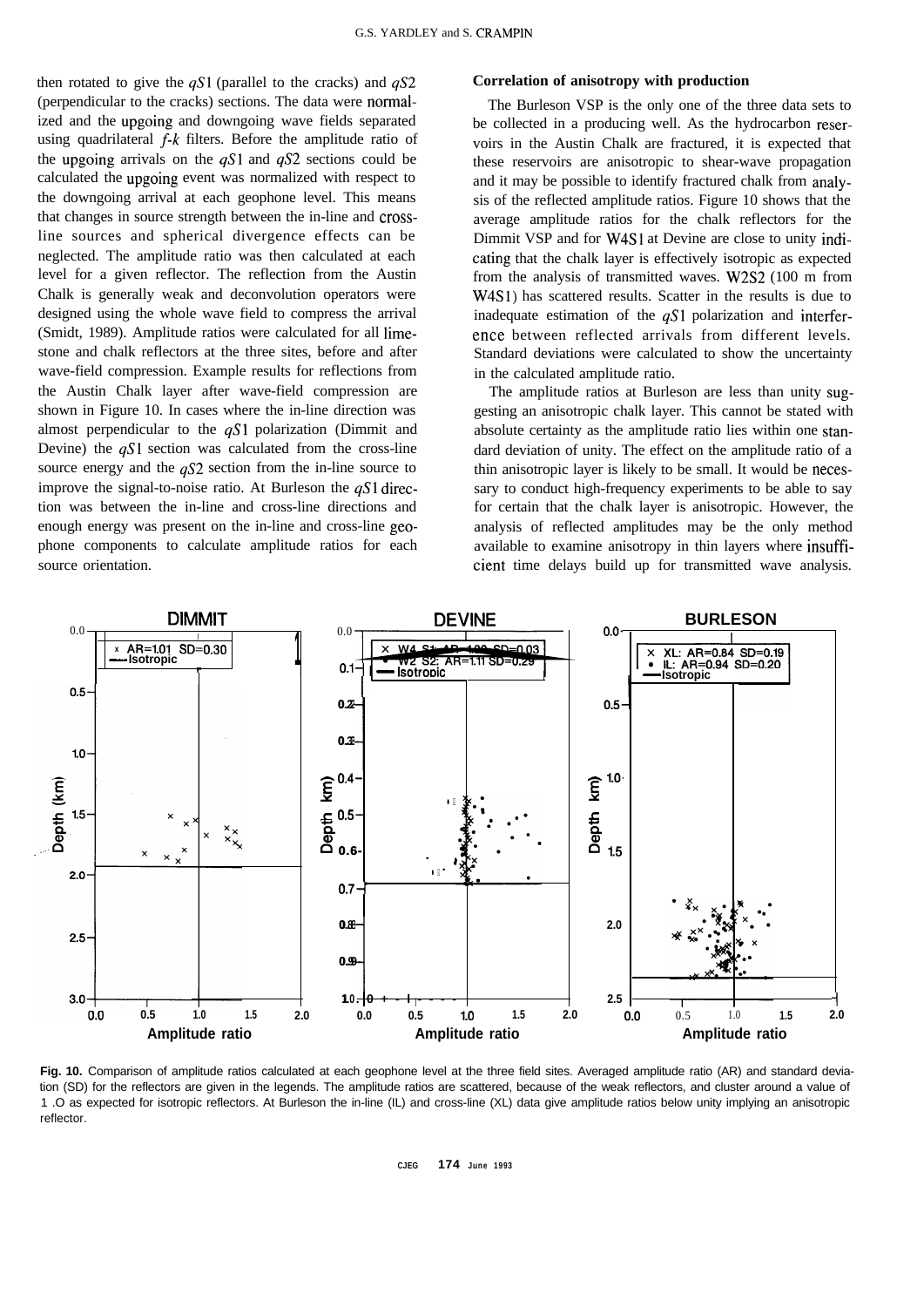then rotated to give the $qS1$ (parallel to the cracks) and $qS2$ (perpendicular to the cracks) sections. The data were normalized and the upgoing and downgoing wave fields separated using quadrilateral $f$-$k$ filters. Before the amplitude ratio of the upgoing arrivals on the $qS1$ and $qS2$ sections could be calculated the upgoing event was normalized with respect to the downgoing arrival at each geophone level. This means that changes in source strength between the in-line and cross-line sources and spherical divergence effects can be neglected. The amplitude ratio was then calculated at each level for a given reflector. The reflection from the Austin Chalk is generally weak and deconvolution operators were designed using the whole wave field to compress the arrival (Smidt, 1989). Amplitude ratios were calculated for all limestone and chalk reflectors at the three sites, before and after wave-field compression. Example results for reflections from the Austin Chalk layer after wave-field compression are shown in Figure 10. In cases where the in-line direction was almost perpendicular to the $qS1$ polarization (Dimmit and Devine) the $qS1$ section was calculated from the cross-line source energy and the $qS2$ section from the in-line source to improve the signal-to-noise ratio. At Burleson the $qS1$ direction was between the in-line and cross-line directions and enough energy was present on the in-line and cross-line geophone components to calculate amplitude ratios for each source orientation.

### Correlation of anisotropy with production

The Burleson VSP is the only one of the three data sets to be collected in a producing well. As the hydrocarbon reservoirs in the Austin Chalk are fractured, it is expected that these reservoirs are anisotropic to shear-wave propagation and it may be possible to identify fractured chalk from analysis of the reflected amplitude ratios. Figure 10 shows that the average amplitude ratios for the chalk reflectors for the Dimmit VSP and for W4S1 at Devine are close to unity indicating that the chalk layer is effectively isotropic as expected from the analysis of transmitted waves. W2S2 (100 m from W4S1) has scattered results. Scatter in the results is due to inadequate estimation of the $qS1$ polarization and interference between reflected arrivals from different levels. Standard deviations were calculated to show the uncertainty in the calculated amplitude ratio.

The amplitude ratios at Burleson are less than unity suggesting an anisotropic chalk layer. This cannot be stated with absolute certainty as the amplitude ratio lies within one standard deviation of unity. The effect on the amplitude ratio of a thin anisotropic layer is likely to be small. It would be necessary to conduct high-frequency experiments to be able to say for certain that the chalk layer is anisotropic. However, the analysis of reflected amplitudes may be the only method available to examine anisotropy in thin layers where insufficient time delays build up for transmitted wave analysis.

**Fig. 10.** Comparison of amplitude ratios calculated at each geophone level at the three field sites. Averaged amplitude ratio (AR) and standard deviation (SD) for the reflectors are given in the legends. The amplitude ratios are scattered, because of the weak reflectors, and cluster around a value of 1.0 as expected for isotropic reflectors. At Burleson the in-line (IL) and cross-line (XL) data give amplitude ratios below unity implying an anisotropic reflector.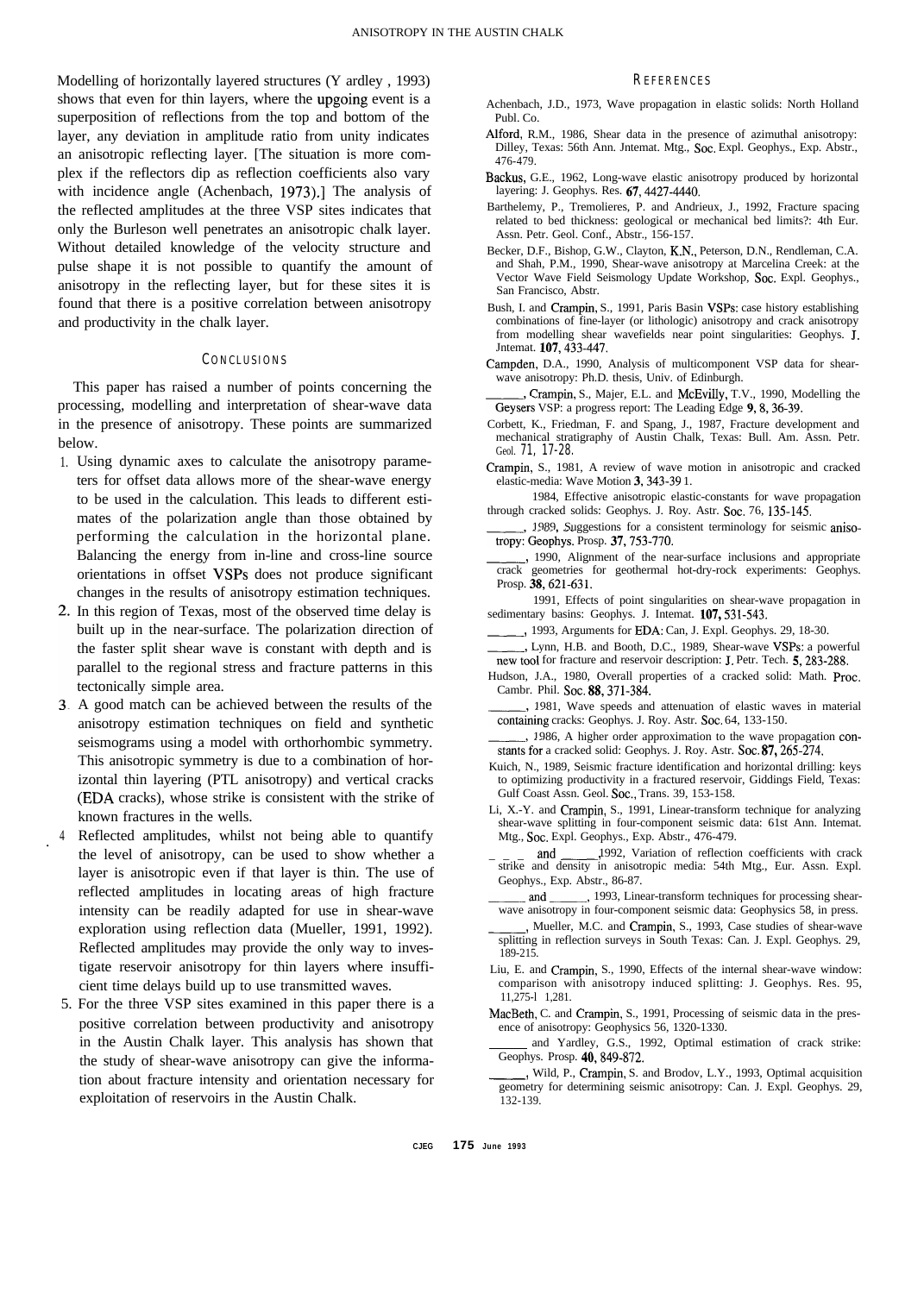Modelling of horizontally layered structures (Yardley, 1993) shows that even for thin layers, where the upgoing event is a superposition of reflections from the top and bottom of the layer, any deviation in amplitude ratio from unity indicates an anisotropic reflecting layer. [The situation is more complex if the reflectors dip as reflection coefficients also vary with incidence angle (Achenbach, 1973).] The analysis of the reflected amplitudes at the three VSP sites indicates that only the Burleson well penetrates an anisotropic chalk layer. Without detailed knowledge of the velocity structure and pulse shape it is not possible to quantify the amount of anisotropy in the reflecting layer, but for these sites it is found that there is a positive correlation between anisotropy and productivity in the chalk layer.

## Conclusions

This paper has raised a number of points concerning the processing, modelling and interpretation of shear-wave data in the presence of anisotropy. These points are summarized below.

1. Using dynamic axes to calculate the anisotropy parameters for offset data allows more of the shear-wave energy to be used in the calculation. This leads to different estimates of the polarization angle than those obtained by performing the calculation in the horizontal plane. Balancing the energy from in-line and cross-line source orientations in offset VSPs does not produce significant changes in the results of anisotropy estimation techniques.
2. In this region of Texas, most of the observed time delay is built up in the near-surface. The polarization direction of the faster split shear wave is constant with depth and is parallel to the regional stress and fracture patterns in this tectonically simple area.
3. A good match can be achieved between the results of the anisotropy estimation techniques on field and synthetic seismograms using a model with orthorhombic symmetry. This anisotropic symmetry is due to a combination of horizontal thin layering (PTL anisotropy) and vertical cracks (EDA cracks), whose strike is consistent with the strike of known fractures in the wells.
4. Reflected amplitudes, whilst not being able to quantify the level of anisotropy, can be used to show whether a layer is anisotropic even if that layer is thin. The use of reflected amplitudes in locating areas of high fracture intensity can be readily adapted for use in shear-wave exploration using reflection data (Mueller, 1991, 1992). Reflected amplitudes may provide the only way to investigate reservoir anisotropy for thin layers where insufficient time delays build up to use transmitted waves.
5. For the three VSP sites examined in this paper there is a positive correlation between productivity and anisotropy in the Austin Chalk layer. This analysis has shown that the study of shear-wave anisotropy can give the information about fracture intensity and orientation necessary for exploitation of reservoirs in the Austin Chalk.

## References

Achenbach, J.D., 1973, Wave propagation in elastic solids: North Holland Publ. Co.

Alford, R.M., 1986, Shear data in the presence of azimuthal anisotropy: Dilley, Texas: 56th Ann. Jntemat. Mtg., Soc. Expl. Geophys., Exp. Abstr., 476-479.

Backus, G.E., 1962, Long-wave elastic anisotropy produced by horizontal layering: J. Geophys. Res. **67**, 4427-4440.

Barthelemy, P., Tremolieres, P. and Andrieux, J., 1992, Fracture spacing related to bed thickness: geological or mechanical bed limits?: 4th Eur. Assn. Petr. Geol. Conf., Abstr., 156-157.

Becker, D.F., Bishop, G.W., Clayton, K.N., Peterson, D.N., Rendleman, C.A. and Shah, P.M., 1990, Shear-wave anisotropy at Marcelina Creek: at the Vector Wave Field Seismology Update Workshop, Soc. Expl. Geophys., San Francisco, Abstr.

Bush, I. and Crampin, S., 1991, Paris Basin VSPs: case history establishing combinations of fine-layer (or lithologic) anisotropy and crack anisotropy from modelling shear wavefields near point singularities: Geophys. J. Jntemat. **107**, 433-447.

Campden, D.A., 1990, Analysis of multicomponent VSP data for shear-wave anisotropy: Ph.D. thesis, Univ. of Edinburgh.

______, Crampin, S., Majer, E.L. and McEvilly, T.V., 1990, Modelling the Geysers VSP: a progress report: The Leading Edge **9**, 8, 36-39.

Corbett, K., Friedman, F. and Spang, J., 1987, Fracture development and mechanical stratigraphy of Austin Chalk, Texas: Bull. Am. Assn. Petr. Geol. 71, 17-28.

Crampin, S., 1981, A review of wave motion in anisotropic and cracked elastic-media: Wave Motion **3**, 343-391.

______, 1984, Effective anisotropic elastic-constants for wave propagation through cracked solids: Geophys. J. Roy. Astr. Soc. 76, 135-145.

______, 1989, Suggestions for a consistent terminology for seismic anisotropy: Geophys. Prosp. **37**, 753-770.

______, 1990, Alignment of the near-surface inclusions and appropriate crack geometries for geothermal hot-dry-rock experiments: Geophys. Prosp. **38**, 621-631.

______, 1991, Effects of point singularities on shear-wave propagation in sedimentary basins: Geophys. J. Intemat. **107**, 531-543.

______, 1993, Arguments for EDA: Can, J. Expl. Geophys. 29, 18-30.

______, Lynn, H.B. and Booth, D.C., 1989, Shear-wave VSPs: a powerful new tool for fracture and reservoir description: J. Petr. Tech. **5**, 283-288.

Hudson, J.A., 1980, Overall properties of a cracked solid: Math. Proc. Cambr. Phil. Soc. **88**, 371-384.

______, 1981, Wave speeds and attenuation of elastic waves in material containing cracks: Geophys. J. Roy. Astr. Soc. 64, 133-150.

______, 1986, A higher order approximation to the wave propagation constants for a cracked solid: Geophys. J. Roy. Astr. Soc. **87**, 265-274.

Kuich, N., 1989, Seismic fracture identification and horizontal drilling: keys to optimizing productivity in a fractured reservoir, Giddings Field, Texas: Gulf Coast Assn. Geol. Soc., Trans. 39, 153-158.

Li, X.-Y. and Crampin, S., 1991, Linear-transform technique for analyzing shear-wave splitting in four-component seismic data: 61st Ann. Intemat. Mtg., Soc. Expl. Geophys., Exp. Abstr., 476-479.

______ and ______, 1992, Variation of reflection coefficients with crack strike and density in anisotropic media: 54th Mtg., Eur. Assn. Expl. Geophys., Exp. Abstr., 86-87.

______ and ______, 1993, Linear-transform techniques for processing shear-wave anisotropy in four-component seismic data: Geophysics 58, in press.

______, Mueller, M.C. and Crampin, S., 1993, Case studies of shear-wave splitting in reflection surveys in South Texas: Can. J. Expl. Geophys. 29, 189-215.

Liu, E. and Crampin, S., 1990, Effects of the internal shear-wave window: comparison with anisotropy induced splitting: J. Geophys. Res. 95, 11,275-11,281.

MacBeth, C. and Crampin, S., 1991, Processing of seismic data in the presence of anisotropy: Geophysics 56, 1320-1330.

______ and Yardley, G.S., 1992, Optimal estimation of crack strike: Geophys. Prosp. **40**, 849-872.

______, Wild, P., Crampin, S. and Brodov, L.Y., 1993, Optimal acquisition geometry for determining seismic anisotropy: Can. J. Expl. Geophys. 29, 132-139.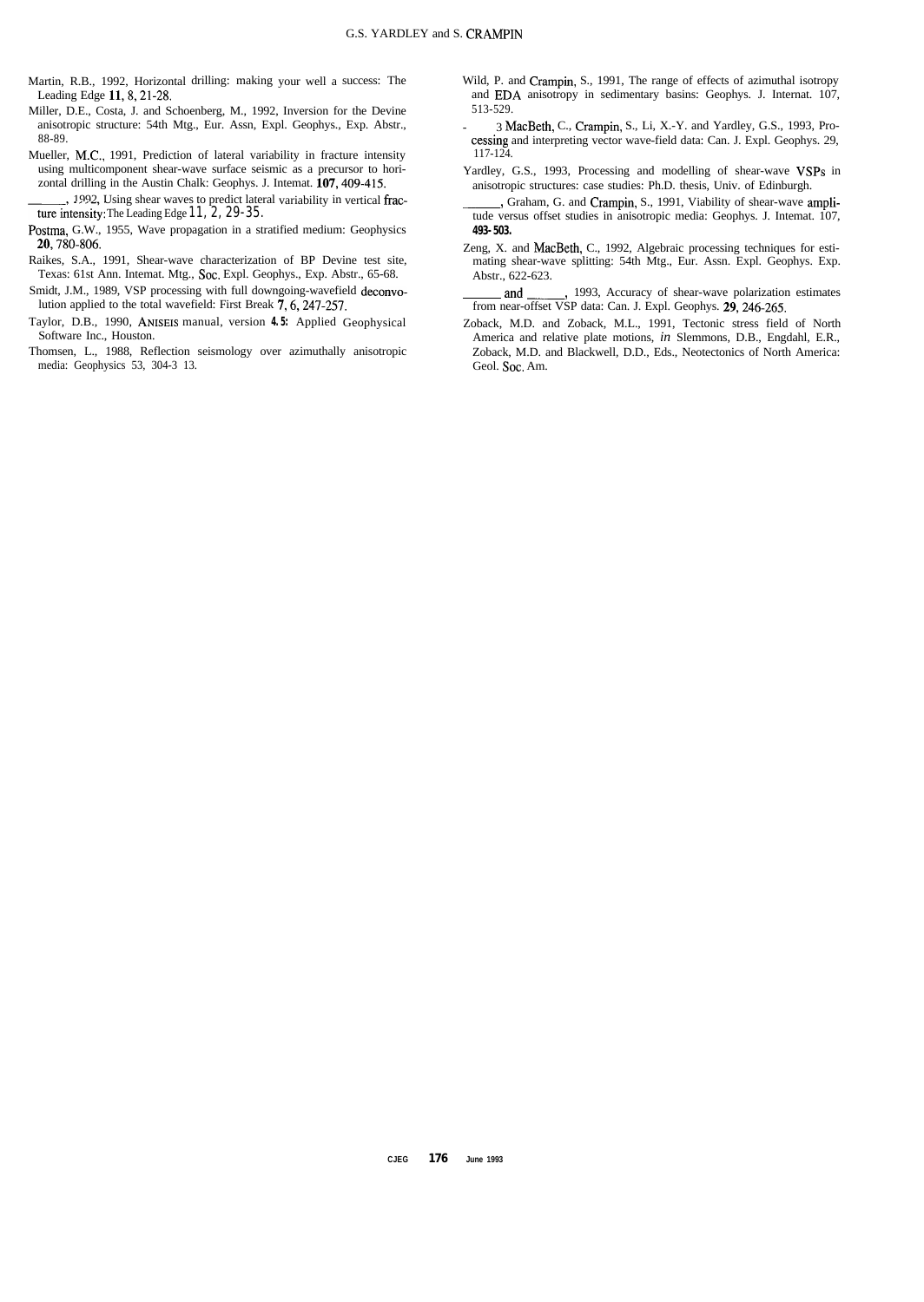Martin, R.B., 1992, Horizontal drilling: making your well a success: The Leading Edge **11**, 8, 21-28.

Miller, D.E., Costa, J. and Schoenberg, M., 1992, Inversion for the Devine anisotropic structure: 54th Mtg., Eur. Assn, Expl. Geophys., Exp. Abstr., 88-89.

Mueller, M.C., 1991, Prediction of lateral variability in fracture intensity using multicomponent shear-wave surface seismic as a precursor to horizontal drilling in the Austin Chalk: Geophys. J. Intemat. **107**, 409-415.

\_\_\_\_\_, 1992, Using shear waves to predict lateral variability in vertical fracture intensity: The Leading Edge 11, 2, 29-35.

Postma, G.W., 1955, Wave propagation in a stratified medium: Geophysics **20**, 780-806.

Raikes, S.A., 1991, Shear-wave characterization of BP Devine test site, Texas: 61st Ann. Intemat. Mtg., Soc. Expl. Geophys., Exp. Abstr., 65-68.

Smidt, J.M., 1989, VSP processing with full downgoing-wavefield deconvolution applied to the total wavefield: First Break **7**, 6, 247-257.

Taylor, D.B., 1990, ANISEIS manual, version **4.5:** Applied Geophysical Software Inc., Houston.

Thomsen, L., 1988, Reflection seismology over azimuthally anisotropic media: Geophysics 53, 304-3 13.

Wild, P. and Crampin, S., 1991, The range of effects of azimuthal isotropy and EDA anisotropy in sedimentary basins: Geophys. J. Internat. 107, 513-529.

- 3 MacBeth, C., Crampin, S., Li, X.-Y. and Yardley, G.S., 1993, Processing and interpreting vector wave-field data: Can. J. Expl. Geophys. 29, 117-124.

Yardley, G.S., 1993, Processing and modelling of shear-wave VSPs in anisotropic structures: case studies: Ph.D. thesis, Univ. of Edinburgh.

\_\_\_\_\_, Graham, G. and Crampin, S., 1991, Viability of shear-wave amplitude versus offset studies in anisotropic media: Geophys. J. Intemat. 107, **493-503.**

Zeng, X. and MacBeth, C., 1992, Algebraic processing techniques for estimating shear-wave splitting: 54th Mtg., Eur. Assn. Expl. Geophys. Exp. Abstr., 622-623.

\_\_\_\_\_ and \_\_\_\_\_, 1993, Accuracy of shear-wave polarization estimates from near-offset VSP data: Can. J. Expl. Geophys. **29**, 246-265.

Zoback, M.D. and Zoback, M.L., 1991, Tectonic stress field of North America and relative plate motions, *in* Slemmons, D.B., Engdahl, E.R., Zoback, M.D. and Blackwell, D.D., Eds., Neotectonics of North America: Geol. Soc. Am.